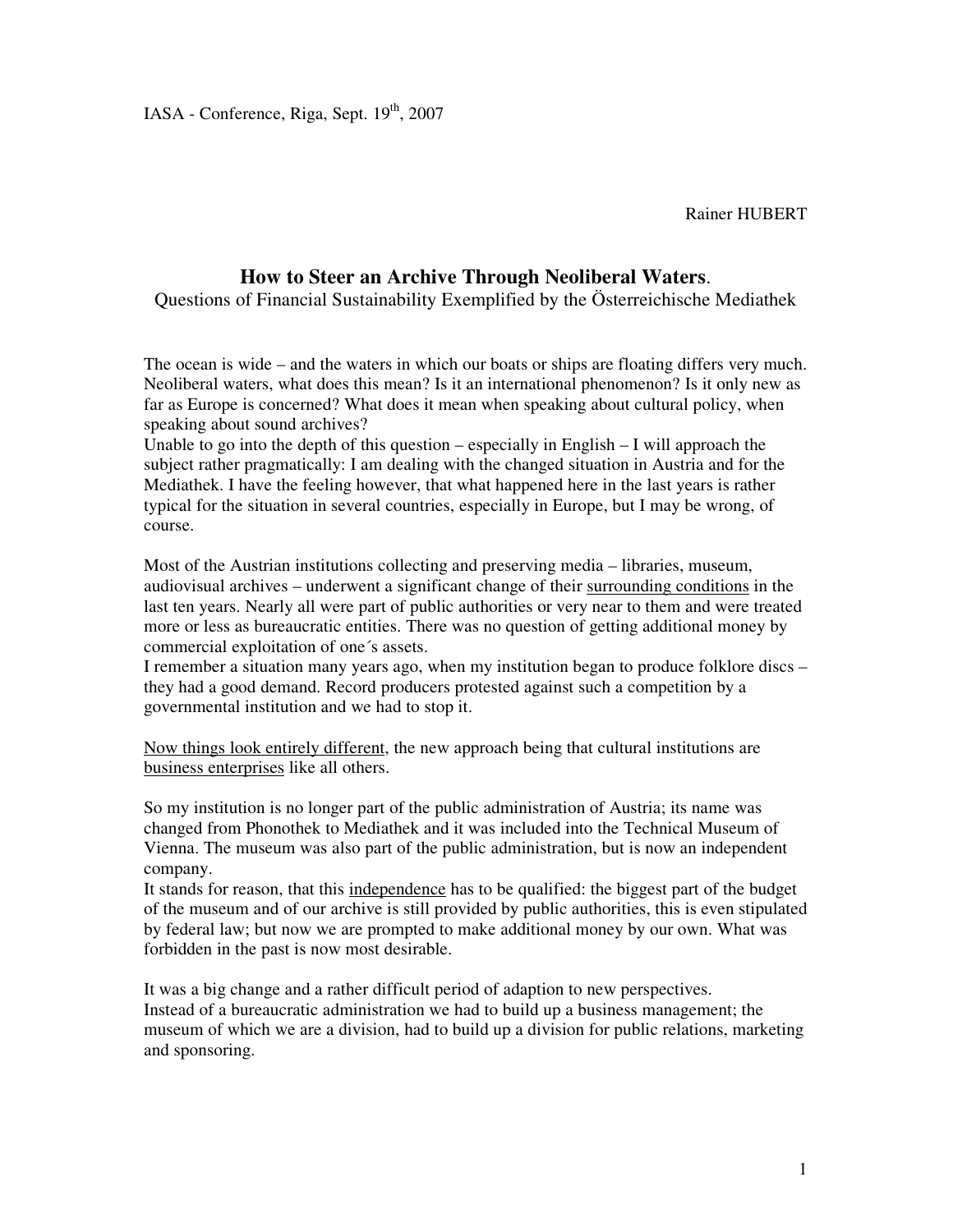IASA - Conference, Riga, Sept. 19th, 2007

Rainer HUBERT

# How to Steer an Archive Through Neoliberal Waters.

Questions of Financial Sustainability Exemplified by the Österreichische Mediathek

The ocean is wide – and the waters in which our boats or ships are floating differs very much. Neoliberal waters, what does this mean? Is it an international phenomenon? Is it only new as far as Europe is concerned? What does it mean when speaking about cultural policy, when speaking about sound archives?
Unable to go into the depth of this question – especially in English – I will approach the subject rather pragmatically: I am dealing with the changed situation in Austria and for the Mediathek. I have the feeling however, that what happened here in the last years is rather typical for the situation in several countries, especially in Europe, but I may be wrong, of course.

Most of the Austrian institutions collecting and preserving media – libraries, museum, audiovisual archives – underwent a significant change of their <u>surrounding conditions</u> in the last ten years. Nearly all were part of public authorities or very near to them and were treated more or less as bureaucratic entities. There was no question of getting additional money by commercial exploitation of one´s assets.
I remember a situation many years ago, when my institution began to produce folklore discs – they had a good demand. Record producers protested against such a competition by a governmental institution and we had to stop it.

<u>Now things look entirely different</u>, the new approach being that cultural institutions are <u>business enterprises</u> like all others.

So my institution is no longer part of the public administration of Austria; its name was changed from Phonothek to Mediathek and it was included into the Technical Museum of Vienna. The museum was also part of the public administration, but is now an independent company.
It stands for reason, that this <u>independence</u> has to be qualified: the biggest part of the budget of the museum and of our archive is still provided by public authorities, this is even stipulated by federal law; but now we are prompted to make additional money by our own. What was forbidden in the past is now most desirable.

It was a big change and a rather difficult period of adaption to new perspectives.
Instead of a bureaucratic administration we had to build up a business management; the museum of which we are a division, had to build up a division for public relations, marketing and sponsoring.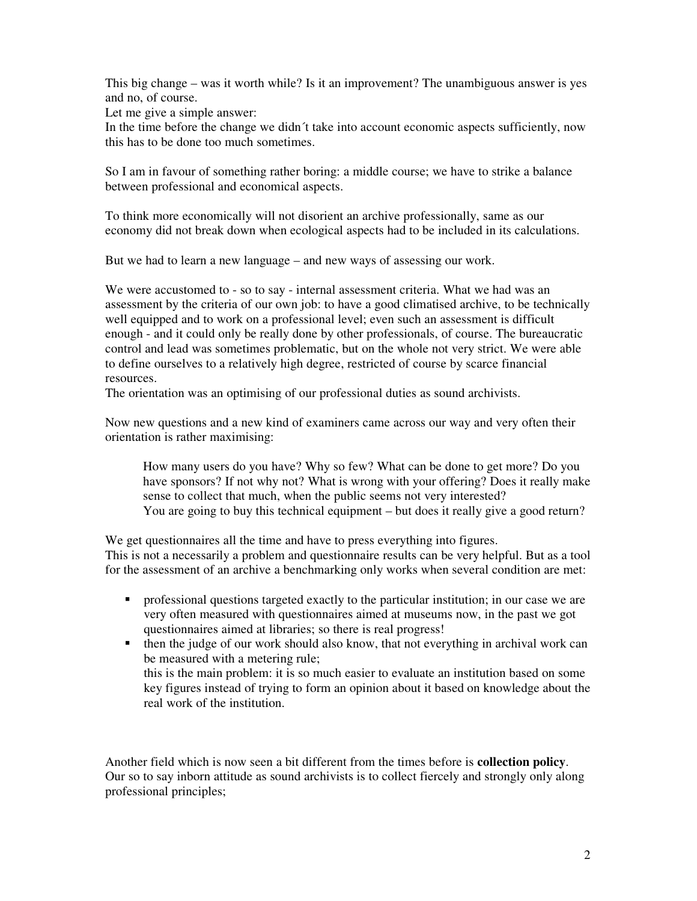This big change – was it worth while? Is it an improvement? The unambiguous answer is yes and no, of course.
Let me give a simple answer:
In the time before the change we didn´t take into account economic aspects sufficiently, now this has to be done too much sometimes.

So I am in favour of something rather boring: a middle course; we have to strike a balance between professional and economical aspects.

To think more economically will not disorient an archive professionally, same as our economy did not break down when ecological aspects had to be included in its calculations.

But we had to learn a new language – and new ways of assessing our work.

We were accustomed to - so to say - internal assessment criteria. What we had was an assessment by the criteria of our own job: to have a good climatised archive, to be technically well equipped and to work on a professional level; even such an assessment is difficult enough - and it could only be really done by other professionals, of course. The bureaucratic control and lead was sometimes problematic, but on the whole not very strict. We were able to define ourselves to a relatively high degree, restricted of course by scarce financial resources.
The orientation was an optimising of our professional duties as sound archivists.

Now new questions and a new kind of examiners came across our way and very often their orientation is rather maximising:

> How many users do you have? Why so few? What can be done to get more? Do you have sponsors? If not why not? What is wrong with your offering? Does it really make sense to collect that much, when the public seems not very interested?
> You are going to buy this technical equipment – but does it really give a good return?

We get questionnaires all the time and have to press everything into figures.
This is not a necessarily a problem and questionnaire results can be very helpful. But as a tool for the assessment of an archive a benchmarking only works when several condition are met:

- professional questions targeted exactly to the particular institution; in our case we are very often measured with questionnaires aimed at museums now, in the past we got questionnaires aimed at libraries; so there is real progress!
- then the judge of our work should also know, that not everything in archival work can be measured with a metering rule;
  this is the main problem: it is so much easier to evaluate an institution based on some key figures instead of trying to form an opinion about it based on knowledge about the real work of the institution.

Another field which is now seen a bit different from the times before is **collection policy**.
Our so to say inborn attitude as sound archivists is to collect fiercely and strongly only along professional principles;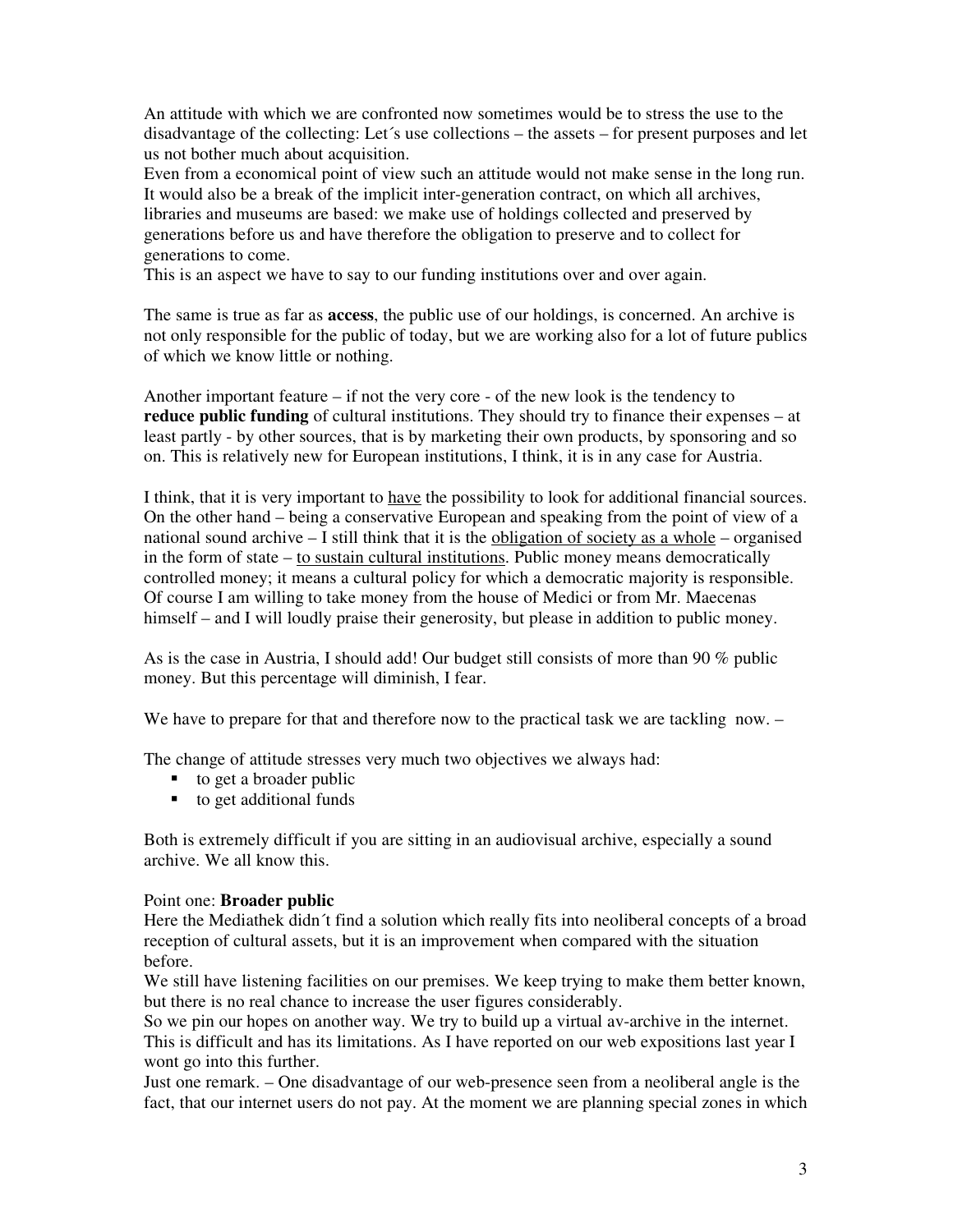An attitude with which we are confronted now sometimes would be to stress the use to the disadvantage of the collecting: Let´s use collections – the assets – for present purposes and let us not bother much about acquisition.

Even from a economical point of view such an attitude would not make sense in the long run. It would also be a break of the implicit inter-generation contract, on which all archives, libraries and museums are based: we make use of holdings collected and preserved by generations before us and have therefore the obligation to preserve and to collect for generations to come.

This is an aspect we have to say to our funding institutions over and over again.

The same is true as far as **access**, the public use of our holdings, is concerned. An archive is not only responsible for the public of today, but we are working also for a lot of future publics of which we know little or nothing.

Another important feature – if not the very core - of the new look is the tendency to **reduce public funding** of cultural institutions. They should try to finance their expenses – at least partly - by other sources, that is by marketing their own products, by sponsoring and so on. This is relatively new for European institutions, I think, it is in any case for Austria.

I think, that it is very important to <u>have</u> the possibility to look for additional financial sources. On the other hand – being a conservative European and speaking from the point of view of a national sound archive – I still think that it is the <u>obligation of society as a whole</u> – organised in the form of state – <u>to sustain cultural institutions</u>. Public money means democratically controlled money; it means a cultural policy for which a democratic majority is responsible. Of course I am willing to take money from the house of Medici or from Mr. Maecenas himself – and I will loudly praise their generosity, but please in addition to public money.

As is the case in Austria, I should add! Our budget still consists of more than 90 % public money. But this percentage will diminish, I fear.

We have to prepare for that and therefore now to the practical task we are tackling now. –

The change of attitude stresses very much two objectives we always had:

- to get a broader public
- to get additional funds

Both is extremely difficult if you are sitting in an audiovisual archive, especially a sound archive. We all know this.

Point one: **Broader public**

Here the Mediathek didn´t find a solution which really fits into neoliberal concepts of a broad reception of cultural assets, but it is an improvement when compared with the situation before.

We still have listening facilities on our premises. We keep trying to make them better known, but there is no real chance to increase the user figures considerably.

So we pin our hopes on another way. We try to build up a virtual av-archive in the internet. This is difficult and has its limitations. As I have reported on our web expositions last year I wont go into this further.

Just one remark. – One disadvantage of our web-presence seen from a neoliberal angle is the fact, that our internet users do not pay. At the moment we are planning special zones in which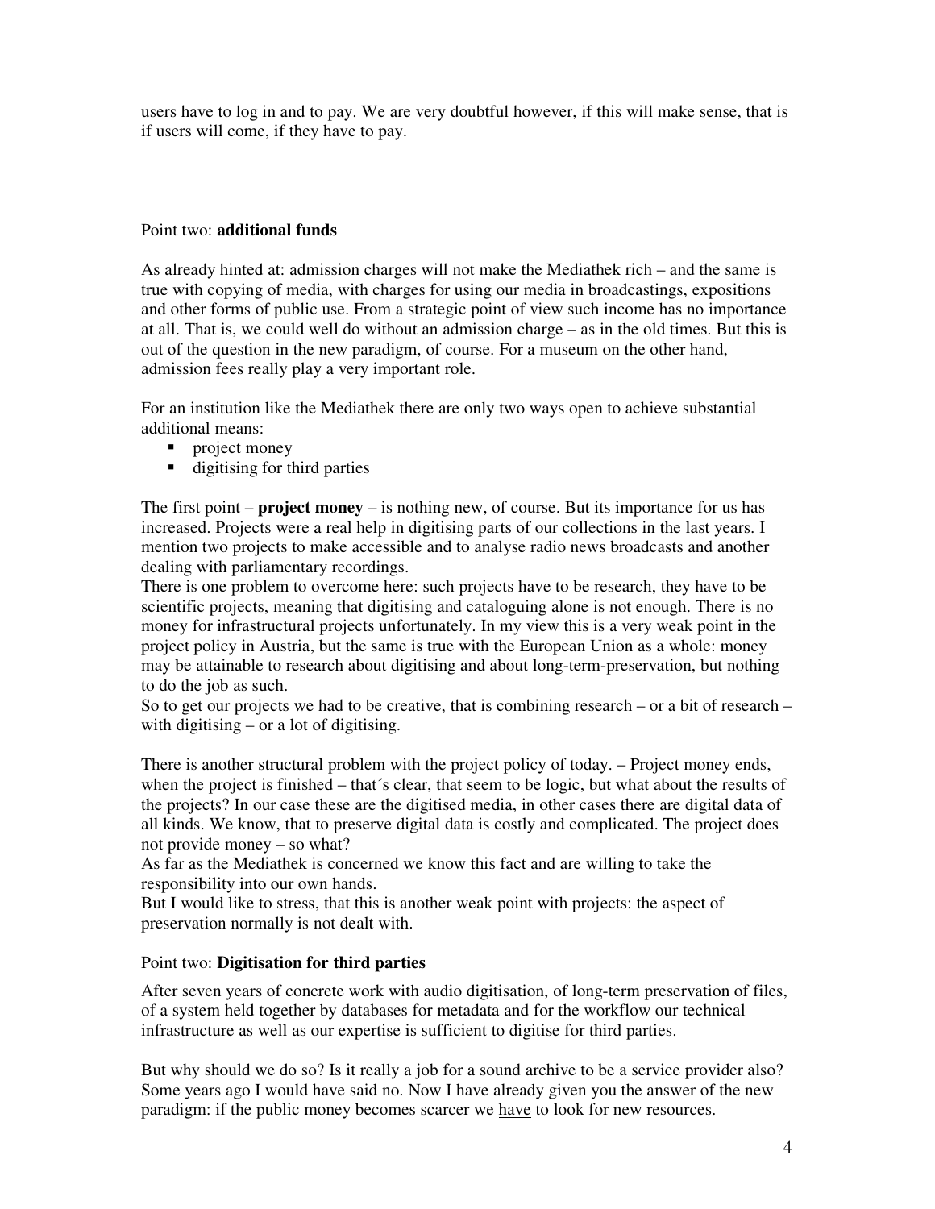users have to log in and to pay. We are very doubtful however, if this will make sense, that is if users will come, if they have to pay.

Point two: **additional funds**

As already hinted at: admission charges will not make the Mediathek rich – and the same is true with copying of media, with charges for using our media in broadcastings, expositions and other forms of public use. From a strategic point of view such income has no importance at all. That is, we could well do without an admission charge – as in the old times. But this is out of the question in the new paradigm, of course. For a museum on the other hand, admission fees really play a very important role.

For an institution like the Mediathek there are only two ways open to achieve substantial additional means:

- project money
- digitising for third parties

The first point – **project money** – is nothing new, of course. But its importance for us has increased. Projects were a real help in digitising parts of our collections in the last years. I mention two projects to make accessible and to analyse radio news broadcasts and another dealing with parliamentary recordings.
There is one problem to overcome here: such projects have to be research, they have to be scientific projects, meaning that digitising and cataloguing alone is not enough. There is no money for infrastructural projects unfortunately. In my view this is a very weak point in the project policy in Austria, but the same is true with the European Union as a whole: money may be attainable to research about digitising and about long-term-preservation, but nothing to do the job as such.
So to get our projects we had to be creative, that is combining research – or a bit of research – with digitising – or a lot of digitising.

There is another structural problem with the project policy of today. – Project money ends, when the project is finished – that´s clear, that seem to be logic, but what about the results of the projects? In our case these are the digitised media, in other cases there are digital data of all kinds. We know, that to preserve digital data is costly and complicated. The project does not provide money – so what?
As far as the Mediathek is concerned we know this fact and are willing to take the responsibility into our own hands.
But I would like to stress, that this is another weak point with projects: the aspect of preservation normally is not dealt with.

Point two: **Digitisation for third parties**

After seven years of concrete work with audio digitisation, of long-term preservation of files, of a system held together by databases for metadata and for the workflow our technical infrastructure as well as our expertise is sufficient to digitise for third parties.

But why should we do so? Is it really a job for a sound archive to be a service provider also? Some years ago I would have said no. Now I have already given you the answer of the new paradigm: if the public money becomes scarcer we <u>have</u> to look for new resources.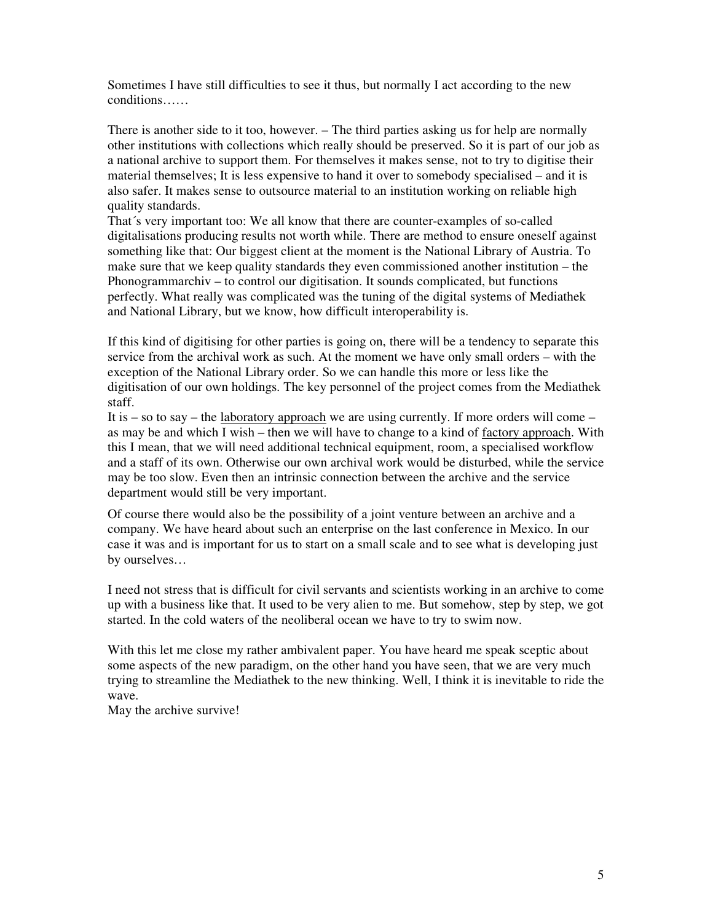Sometimes I have still difficulties to see it thus, but normally I act according to the new conditions……

There is another side to it too, however. – The third parties asking us for help are normally other institutions with collections which really should be preserved. So it is part of our job as a national archive to support them. For themselves it makes sense, not to try to digitise their material themselves; It is less expensive to hand it over to somebody specialised – and it is also safer. It makes sense to outsource material to an institution working on reliable high quality standards.

That´s very important too: We all know that there are counter-examples of so-called digitalisations producing results not worth while. There are method to ensure oneself against something like that: Our biggest client at the moment is the National Library of Austria. To make sure that we keep quality standards they even commissioned another institution – the Phonogrammarchiv – to control our digitisation. It sounds complicated, but functions perfectly. What really was complicated was the tuning of the digital systems of Mediathek and National Library, but we know, how difficult interoperability is.

If this kind of digitising for other parties is going on, there will be a tendency to separate this service from the archival work as such. At the moment we have only small orders – with the exception of the National Library order. So we can handle this more or less like the digitisation of our own holdings. The key personnel of the project comes from the Mediathek staff.

It is – so to say – the <u>laboratory approach</u> we are using currently. If more orders will come – as may be and which I wish – then we will have to change to a kind of <u>factory approach</u>. With this I mean, that we will need additional technical equipment, room, a specialised workflow and a staff of its own. Otherwise our own archival work would be disturbed, while the service may be too slow. Even then an intrinsic connection between the archive and the service department would still be very important.

Of course there would also be the possibility of a joint venture between an archive and a company. We have heard about such an enterprise on the last conference in Mexico. In our case it was and is important for us to start on a small scale and to see what is developing just by ourselves…

I need not stress that is difficult for civil servants and scientists working in an archive to come up with a business like that. It used to be very alien to me. But somehow, step by step, we got started. In the cold waters of the neoliberal ocean we have to try to swim now.

With this let me close my rather ambivalent paper. You have heard me speak sceptic about some aspects of the new paradigm, on the other hand you have seen, that we are very much trying to streamline the Mediathek to the new thinking. Well, I think it is inevitable to ride the wave.

May the archive survive!